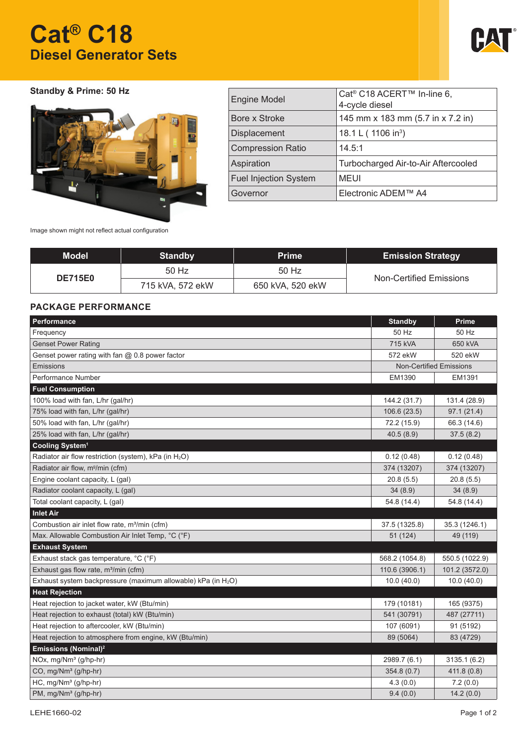# Cat® C18

## Diesel Generator Sets

**Standby & Prime: 50 Hz**

Image shown might not reflect actual configuration

| Engine Model | Cat® C18 ACERT™ In-line 6, 4-cycle diesel |
|---|---|
| Bore x Stroke | 145 mm x 183 mm (5.7 in x 7.2 in) |
| Displacement | 18.1 L ( 1106 in³) |
| Compression Ratio | 14.5:1 |
| Aspiration | Turbocharged Air-to-Air Aftercooled |
| Fuel Injection System | MEUI |
| Governor | Electronic ADEM™ A4 |

| Model | Standby | Prime | Emission Strategy |
|---|---|---|---|
| DE715E0 | 50 Hz | 50 Hz | Non-Certified Emissions |
| | 715 kVA, 572 ekW | 650 kVA, 520 ekW | |

## PACKAGE PERFORMANCE

| Performance | Standby | Prime |
|---|---|---|
| Frequency | 50 Hz | 50 Hz |
| Genset Power Rating | 715 kVA | 650 kVA |
| Genset power rating with fan @ 0.8 power factor | 572 ekW | 520 ekW |
| Emissions | Non-Certified Emissions | |
| Performance Number | EM1390 | EM1391 |
| **Fuel Consumption** | | |
| 100% load with fan, L/hr (gal/hr) | 144.2 (31.7) | 131.4 (28.9) |
| 75% load with fan, L/hr (gal/hr) | 106.6 (23.5) | 97.1 (21.4) |
| 50% load with fan, L/hr (gal/hr) | 72.2 (15.9) | 66.3 (14.6) |
| 25% load with fan, L/hr (gal/hr) | 40.5 (8.9) | 37.5 (8.2) |
| **Cooling System**[1] | | |
| Radiator air flow restriction (system), kPa (in $H_2O$) | 0.12 (0.48) | 0.12 (0.48) |
| Radiator air flow, m³/min (cfm) | 374 (13207) | 374 (13207) |
| Engine coolant capacity, L (gal) | 20.8 (5.5) | 20.8 (5.5) |
| Radiator coolant capacity, L (gal) | 34 (8.9) | 34 (8.9) |
| Total coolant capacity, L (gal) | 54.8 (14.4) | 54.8 (14.4) |
| **Inlet Air** | | |
| Combustion air inlet flow rate, m³/min (cfm) | 37.5 (1325.8) | 35.3 (1246.1) |
| Max. Allowable Combustion Air Inlet Temp, °C (°F) | 51 (124) | 49 (119) |
| **Exhaust System** | | |
| Exhaust stack gas temperature, °C (°F) | 568.2 (1054.8) | 550.5 (1022.9) |
| Exhaust gas flow rate, m³/min (cfm) | 110.6 (3906.1) | 101.2 (3572.0) |
| Exhaust system backpressure (maximum allowable) kPa (in $H_2O$) | 10.0 (40.0) | 10.0 (40.0) |
| **Heat Rejection** | | |
| Heat rejection to jacket water, kW (Btu/min) | 179 (10181) | 165 (9375) |
| Heat rejection to exhaust (total) kW (Btu/min) | 541 (30791) | 487 (27711) |
| Heat rejection to aftercooler, kW (Btu/min) | 107 (6091) | 91 (5192) |
| Heat rejection to atmosphere from engine, kW (Btu/min) | 89 (5064) | 83 (4729) |
| **Emissions (Nominal)**[2] | | |
| NOx, mg/Nm³ (g/hp-hr) | 2989.7 (6.1) | 3135.1 (6.2) |
| CO, mg/Nm³ (g/hp-hr) | 354.8 (0.7) | 411.8 (0.8) |
| HC, mg/Nm³ (g/hp-hr) | 4.3 (0.0) | 7.2 (0.0) |
| PM, mg/Nm³ (g/hp-hr) | 9.4 (0.0) | 14.2 (0.0) |

LEHE1660-02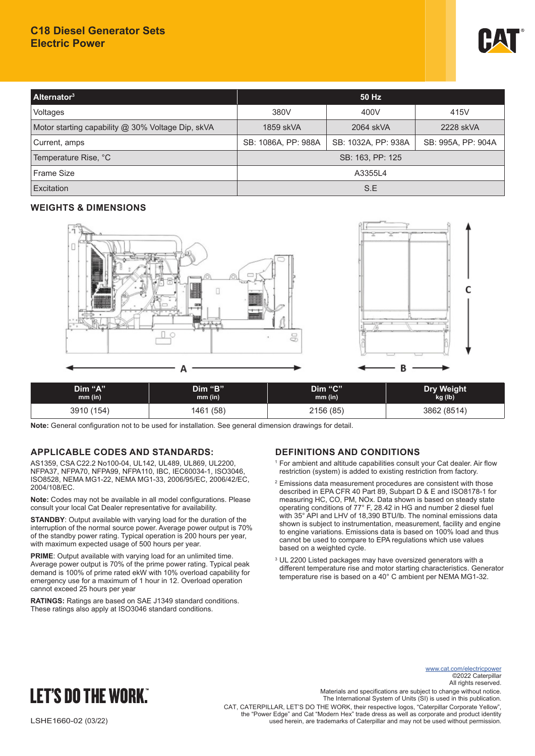# C18 Diesel Generator Sets
## Electric Power

| Alternator[3] | 50 Hz | | |
|---|---|---|---|
| Voltages | 380V | 400V | 415V |
| Motor starting capability @ 30% Voltage Dip, skVA | 1859 skVA | 2064 skVA | 2228 skVA |
| Current, amps | SB: 1086A, PP: 988A | SB: 1032A, PP: 938A | SB: 995A, PP: 904A |
| Temperature Rise, °C | SB: 163, PP: 125 | | |
| Frame Size | A3355L4 | | |
| Excitation | S.E | | |

## WEIGHTS & DIMENSIONS

A

B

C

| Dim "A" mm (in) | Dim "B" mm (in) | Dim "C" mm (in) | Dry Weight kg (lb) |
|---|---|---|---|
| 3910 (154) | 1461 (58) | 2156 (85) | 3862 (8514) |

**Note:** General configuration not to be used for installation. See general dimension drawings for detail.

## APPLICABLE CODES AND STANDARDS:

AS1359, CSA C22.2 No100-04, UL142, UL489, UL869, UL2200, NFPA37, NFPA70, NFPA99, NFPA110, IBC, IEC60034-1, ISO3046, ISO8528, NEMA MG1-22, NEMA MG1-33, 2006/95/EC, 2006/42/EC, 2004/108/EC.

**Note:** Codes may not be available in all model configurations. Please consult your local Cat Dealer representative for availability.

**STANDBY**: Output available with varying load for the duration of the interruption of the normal source power. Average power output is 70% of the standby power rating. Typical operation is 200 hours per year, with maximum expected usage of 500 hours per year.

**PRIME**: Output available with varying load for an unlimited time. Average power output is 70% of the prime power rating. Typical peak demand is 100% of prime rated ekW with 10% overload capability for emergency use for a maximum of 1 hour in 12. Overload operation cannot exceed 25 hours per year

**RATINGS:** Ratings are based on SAE J1349 standard conditions. These ratings also apply at ISO3046 standard conditions.

## DEFINITIONS AND CONDITIONS

[1] For ambient and altitude capabilities consult your Cat dealer. Air flow restriction (system) is added to existing restriction from factory.

[2] Emissions data measurement procedures are consistent with those described in EPA CFR 40 Part 89, Subpart D & E and ISO8178-1 for measuring HC, CO, PM, NOx. Data shown is based on steady state operating conditions of 77° F, 28.42 in HG and number 2 diesel fuel with 35° API and LHV of 18,390 BTU/lb. The nominal emissions data shown is subject to instrumentation, measurement, facility and engine to engine variations. Emissions data is based on 100% load and thus cannot be used to compare to EPA regulations which use values based on a weighted cycle.

[3] UL 2200 Listed packages may have oversized generators with a different temperature rise and motor starting characteristics. Generator temperature rise is based on a 40° C ambient per NEMA MG1-32.

LET'S DO THE WORK.

LSHE1660-02 (03/22)

www.cat.com/electricpower
©2022 Caterpillar
All rights reserved.

Materials and specifications are subject to change without notice.
The International System of Units (SI) is used in this publication.

CAT, CATERPILLAR, LET'S DO THE WORK, their respective logos, "Caterpillar Corporate Yellow", the "Power Edge" and Cat "Modern Hex" trade dress as well as corporate and product identity used herein, are trademarks of Caterpillar and may not be used without permission.